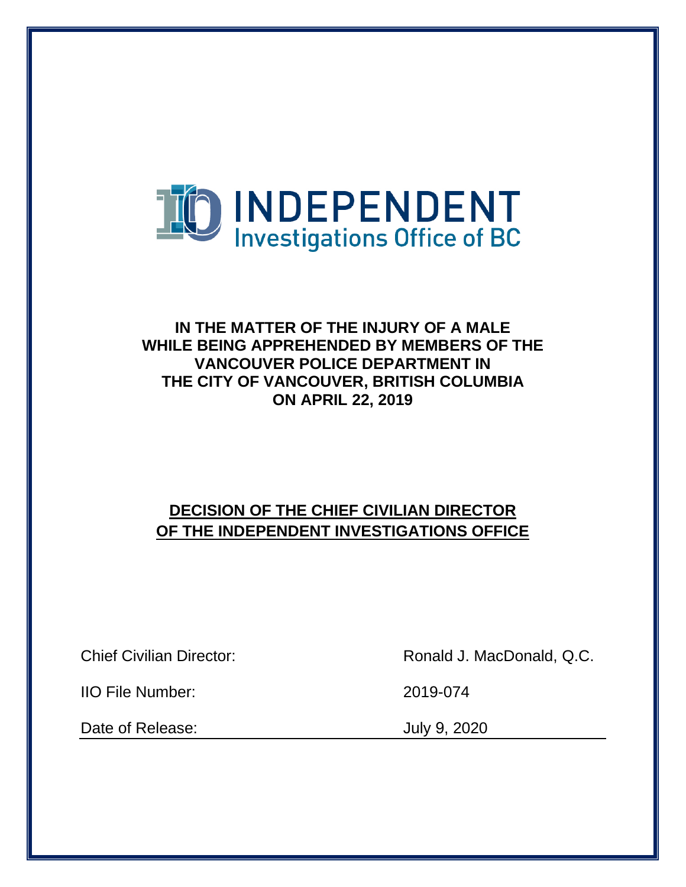# INDEPENDENT
## Investigations Office of BC

**IN THE MATTER OF THE INJURY OF A MALE WHILE BEING APPREHENDED BY MEMBERS OF THE VANCOUVER POLICE DEPARTMENT IN THE CITY OF VANCOUVER, BRITISH COLUMBIA ON APRIL 22, 2019**

**DECISION OF THE CHIEF CIVILIAN DIRECTOR OF THE INDEPENDENT INVESTIGATIONS OFFICE**

| | |
|---|---|
| Chief Civilian Director: | Ronald J. MacDonald, Q.C. |
| IIO File Number: | 2019-074 |
| Date of Release: | July 9, 2020 |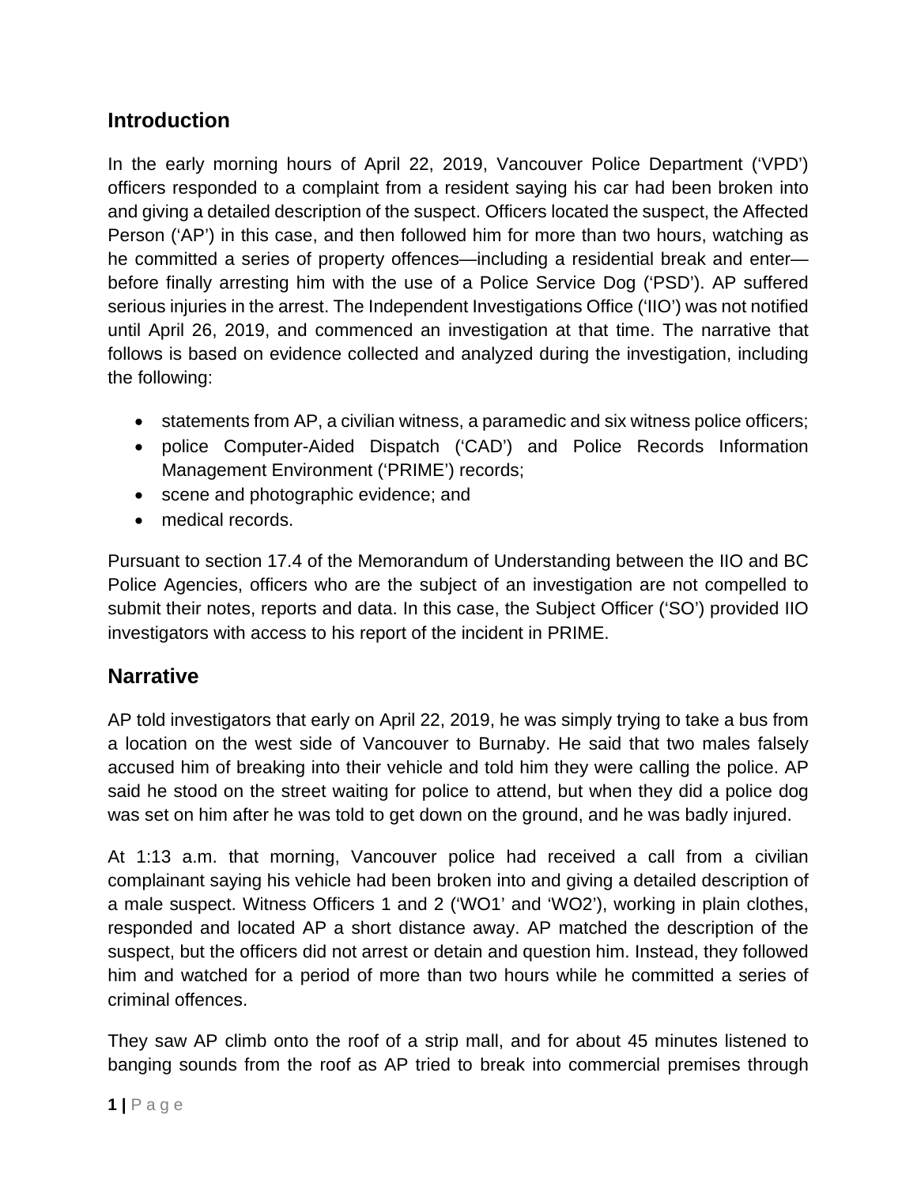## Introduction

In the early morning hours of April 22, 2019, Vancouver Police Department ('VPD') officers responded to a complaint from a resident saying his car had been broken into and giving a detailed description of the suspect. Officers located the suspect, the Affected Person ('AP') in this case, and then followed him for more than two hours, watching as he committed a series of property offences—including a residential break and enter—before finally arresting him with the use of a Police Service Dog ('PSD'). AP suffered serious injuries in the arrest. The Independent Investigations Office ('IIO') was not notified until April 26, 2019, and commenced an investigation at that time. The narrative that follows is based on evidence collected and analyzed during the investigation, including the following:

- statements from AP, a civilian witness, a paramedic and six witness police officers;
- police Computer-Aided Dispatch ('CAD') and Police Records Information Management Environment ('PRIME') records;
- scene and photographic evidence; and
- medical records.

Pursuant to section 17.4 of the Memorandum of Understanding between the IIO and BC Police Agencies, officers who are the subject of an investigation are not compelled to submit their notes, reports and data. In this case, the Subject Officer ('SO') provided IIO investigators with access to his report of the incident in PRIME.

## Narrative

AP told investigators that early on April 22, 2019, he was simply trying to take a bus from a location on the west side of Vancouver to Burnaby. He said that two males falsely accused him of breaking into their vehicle and told him they were calling the police. AP said he stood on the street waiting for police to attend, but when they did a police dog was set on him after he was told to get down on the ground, and he was badly injured.

At 1:13 a.m. that morning, Vancouver police had received a call from a civilian complainant saying his vehicle had been broken into and giving a detailed description of a male suspect. Witness Officers 1 and 2 ('WO1' and 'WO2'), working in plain clothes, responded and located AP a short distance away. AP matched the description of the suspect, but the officers did not arrest or detain and question him. Instead, they followed him and watched for a period of more than two hours while he committed a series of criminal offences.

They saw AP climb onto the roof of a strip mall, and for about 45 minutes listened to banging sounds from the roof as AP tried to break into commercial premises through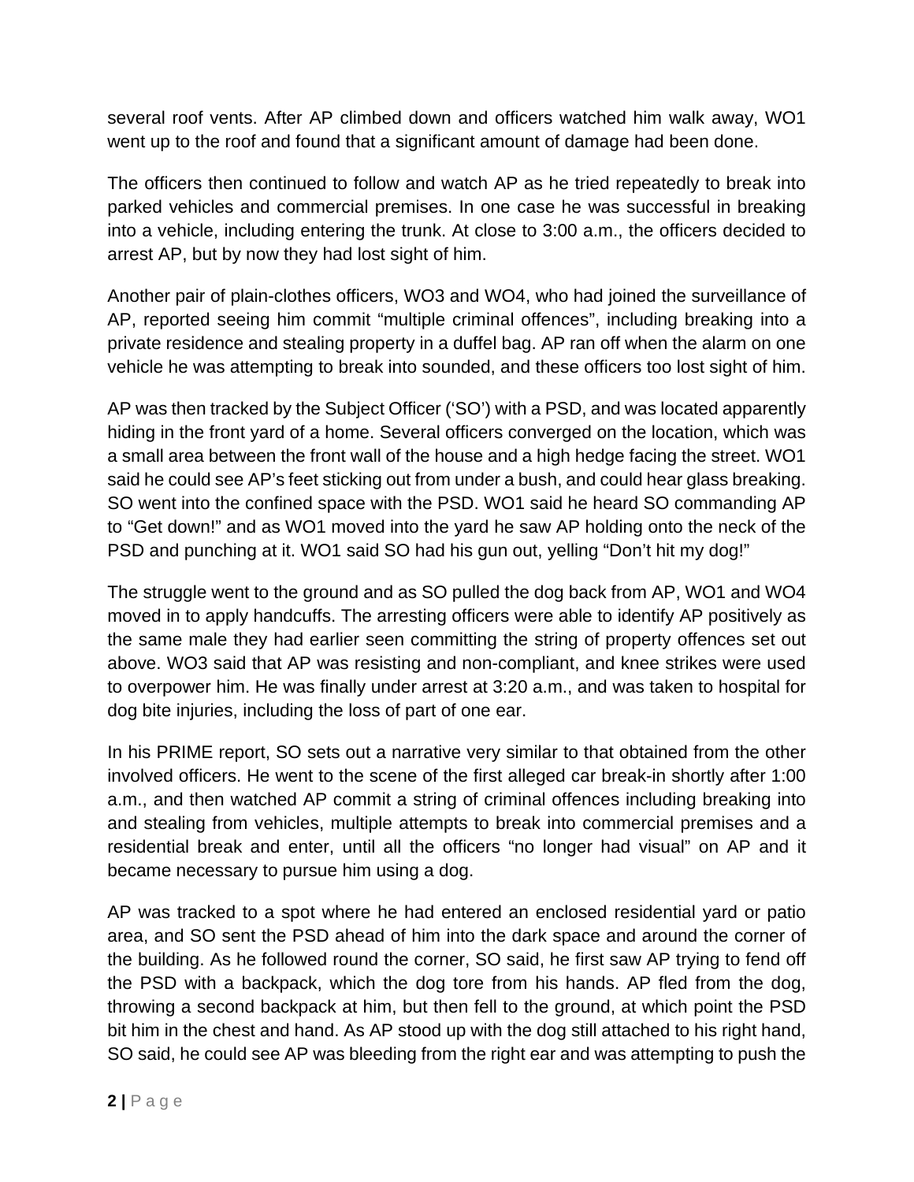several roof vents. After AP climbed down and officers watched him walk away, WO1 went up to the roof and found that a significant amount of damage had been done.

The officers then continued to follow and watch AP as he tried repeatedly to break into parked vehicles and commercial premises. In one case he was successful in breaking into a vehicle, including entering the trunk. At close to 3:00 a.m., the officers decided to arrest AP, but by now they had lost sight of him.

Another pair of plain-clothes officers, WO3 and WO4, who had joined the surveillance of AP, reported seeing him commit "multiple criminal offences", including breaking into a private residence and stealing property in a duffel bag. AP ran off when the alarm on one vehicle he was attempting to break into sounded, and these officers too lost sight of him.

AP was then tracked by the Subject Officer ('SO') with a PSD, and was located apparently hiding in the front yard of a home. Several officers converged on the location, which was a small area between the front wall of the house and a high hedge facing the street. WO1 said he could see AP's feet sticking out from under a bush, and could hear glass breaking. SO went into the confined space with the PSD. WO1 said he heard SO commanding AP to "Get down!" and as WO1 moved into the yard he saw AP holding onto the neck of the PSD and punching at it. WO1 said SO had his gun out, yelling "Don't hit my dog!"

The struggle went to the ground and as SO pulled the dog back from AP, WO1 and WO4 moved in to apply handcuffs. The arresting officers were able to identify AP positively as the same male they had earlier seen committing the string of property offences set out above. WO3 said that AP was resisting and non-compliant, and knee strikes were used to overpower him. He was finally under arrest at 3:20 a.m., and was taken to hospital for dog bite injuries, including the loss of part of one ear.

In his PRIME report, SO sets out a narrative very similar to that obtained from the other involved officers. He went to the scene of the first alleged car break-in shortly after 1:00 a.m., and then watched AP commit a string of criminal offences including breaking into and stealing from vehicles, multiple attempts to break into commercial premises and a residential break and enter, until all the officers "no longer had visual" on AP and it became necessary to pursue him using a dog.

AP was tracked to a spot where he had entered an enclosed residential yard or patio area, and SO sent the PSD ahead of him into the dark space and around the corner of the building. As he followed round the corner, SO said, he first saw AP trying to fend off the PSD with a backpack, which the dog tore from his hands. AP fled from the dog, throwing a second backpack at him, but then fell to the ground, at which point the PSD bit him in the chest and hand. As AP stood up with the dog still attached to his right hand, SO said, he could see AP was bleeding from the right ear and was attempting to push the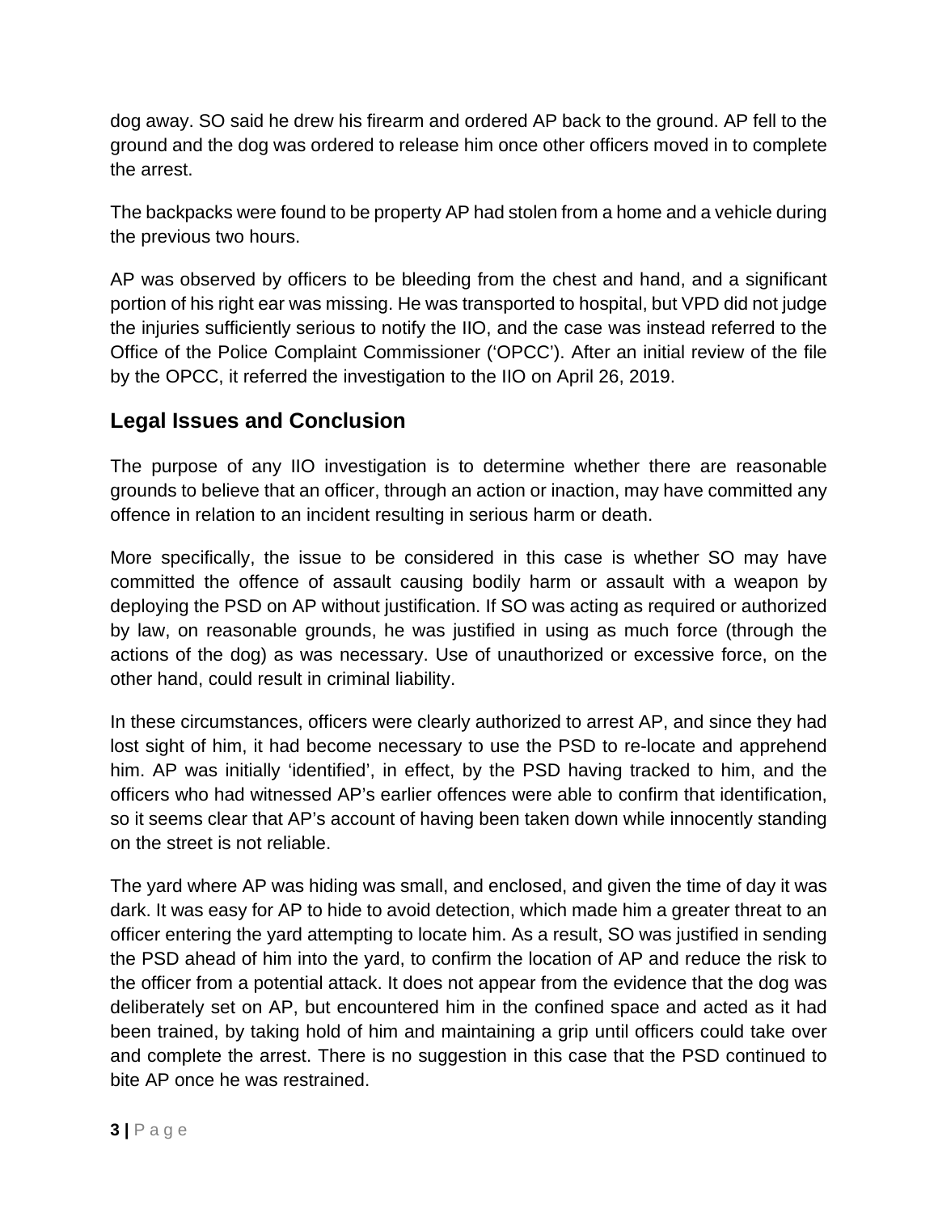dog away. SO said he drew his firearm and ordered AP back to the ground. AP fell to the ground and the dog was ordered to release him once other officers moved in to complete the arrest.

The backpacks were found to be property AP had stolen from a home and a vehicle during the previous two hours.

AP was observed by officers to be bleeding from the chest and hand, and a significant portion of his right ear was missing. He was transported to hospital, but VPD did not judge the injuries sufficiently serious to notify the IIO, and the case was instead referred to the Office of the Police Complaint Commissioner ('OPCC'). After an initial review of the file by the OPCC, it referred the investigation to the IIO on April 26, 2019.

## Legal Issues and Conclusion

The purpose of any IIO investigation is to determine whether there are reasonable grounds to believe that an officer, through an action or inaction, may have committed any offence in relation to an incident resulting in serious harm or death.

More specifically, the issue to be considered in this case is whether SO may have committed the offence of assault causing bodily harm or assault with a weapon by deploying the PSD on AP without justification. If SO was acting as required or authorized by law, on reasonable grounds, he was justified in using as much force (through the actions of the dog) as was necessary. Use of unauthorized or excessive force, on the other hand, could result in criminal liability.

In these circumstances, officers were clearly authorized to arrest AP, and since they had lost sight of him, it had become necessary to use the PSD to re-locate and apprehend him. AP was initially 'identified', in effect, by the PSD having tracked to him, and the officers who had witnessed AP's earlier offences were able to confirm that identification, so it seems clear that AP's account of having been taken down while innocently standing on the street is not reliable.

The yard where AP was hiding was small, and enclosed, and given the time of day it was dark. It was easy for AP to hide to avoid detection, which made him a greater threat to an officer entering the yard attempting to locate him. As a result, SO was justified in sending the PSD ahead of him into the yard, to confirm the location of AP and reduce the risk to the officer from a potential attack. It does not appear from the evidence that the dog was deliberately set on AP, but encountered him in the confined space and acted as it had been trained, by taking hold of him and maintaining a grip until officers could take over and complete the arrest. There is no suggestion in this case that the PSD continued to bite AP once he was restrained.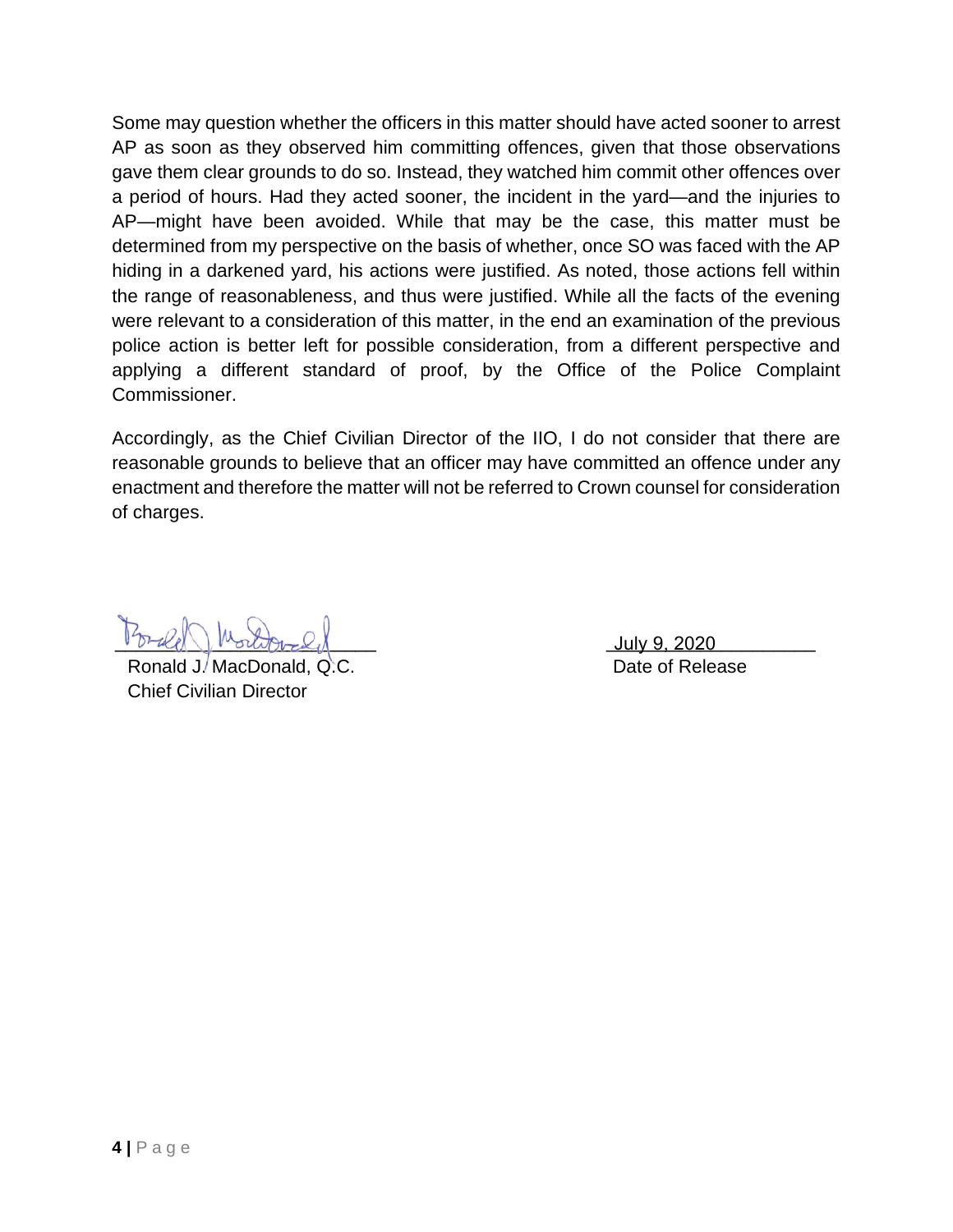Some may question whether the officers in this matter should have acted sooner to arrest AP as soon as they observed him committing offences, given that those observations gave them clear grounds to do so. Instead, they watched him commit other offences over a period of hours. Had they acted sooner, the incident in the yard—and the injuries to AP—might have been avoided. While that may be the case, this matter must be determined from my perspective on the basis of whether, once SO was faced with the AP hiding in a darkened yard, his actions were justified. As noted, those actions fell within the range of reasonableness, and thus were justified. While all the facts of the evening were relevant to a consideration of this matter, in the end an examination of the previous police action is better left for possible consideration, from a different perspective and applying a different standard of proof, by the Office of the Police Complaint Commissioner.

Accordingly, as the Chief Civilian Director of the IIO, I do not consider that there are reasonable grounds to believe that an officer may have committed an offence under any enactment and therefore the matter will not be referred to Crown counsel for consideration of charges.

Ronald J. MacDonald, Q.C.
Chief Civilian Director

July 9, 2020
Date of Release